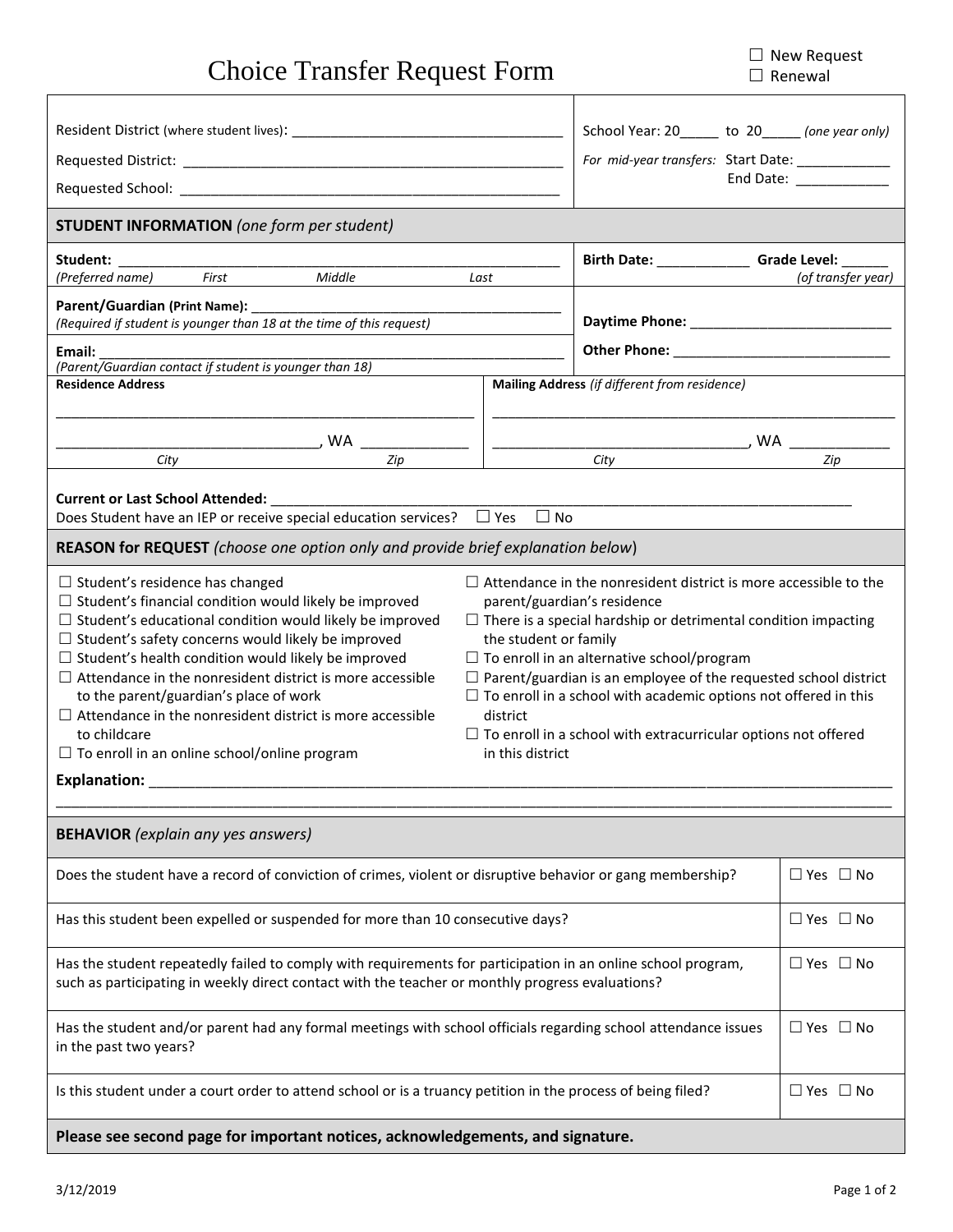# Choice Transfer Request Form

☐ New Request
☐ Renewal

Resident District (where student lives): ___________________________________

Requested District: ___________________________________________________

Requested School: ___________________________________________________

School Year: 20_____ to 20_____ *(one year only)*

*For mid-year transfers:* Start Date: ____________
End Date: ____________

## STUDENT INFORMATION *(one form per student)*

**Student:** ___________________________________________________________
*(Preferred name) First Middle Last*

**Birth Date:** ____________ **Grade Level:** ______ *(of transfer year)*

**Parent/Guardian (Print Name):** _________________________________________
*(Required if student is younger than 18 at the time of this request)*

**Daytime Phone:** __________________________

**Email:** ______________________________________________________________
*(Parent/Guardian contact if student is younger than 18)*

**Other Phone:** ____________________________

**Residence Address**

____________________________________________________

________________________________, WA _____________
*City Zip*

**Mailing Address** *(if different from residence)*

____________________________________________________

________________________________, WA _____________
*City Zip*

**Current or Last School Attended:** ___________________________________________________________________________

Does Student have an IEP or receive special education services? ☐ Yes ☐ No

## REASON for REQUEST *(choose one option only and provide brief explanation below)*

☐ Student's residence has changed
☐ Student's financial condition would likely be improved
☐ Student's educational condition would likely be improved
☐ Student's safety concerns would likely be improved
☐ Student's health condition would likely be improved
☐ Attendance in the nonresident district is more accessible to the parent/guardian's place of work
☐ Attendance in the nonresident district is more accessible to childcare
☐ To enroll in an online school/online program
☐ Attendance in the nonresident district is more accessible to the parent/guardian's residence
☐ There is a special hardship or detrimental condition impacting the student or family
☐ To enroll in an alternative school/program
☐ Parent/guardian is an employee of the requested school district
☐ To enroll in a school with academic options not offered in this district
☐ To enroll in a school with extracurricular options not offered in this district

**Explanation:** ___________________________________________________________________________________________

_____________________________________________________________________________________________________

## BEHAVIOR *(explain any yes answers)*

| Question | Answer |
|---|---|
| Does the student have a record of conviction of crimes, violent or disruptive behavior or gang membership? | ☐ Yes ☐ No |
| Has this student been expelled or suspended for more than 10 consecutive days? | ☐ Yes ☐ No |
| Has the student repeatedly failed to comply with requirements for participation in an online school program, such as participating in weekly direct contact with the teacher or monthly progress evaluations? | ☐ Yes ☐ No |
| Has the student and/or parent had any formal meetings with school officials regarding school attendance issues in the past two years? | ☐ Yes ☐ No |
| Is this student under a court order to attend school or is a truancy petition in the process of being filed? | ☐ Yes ☐ No |

**Please see second page for important notices, acknowledgements, and signature.**

3/12/2019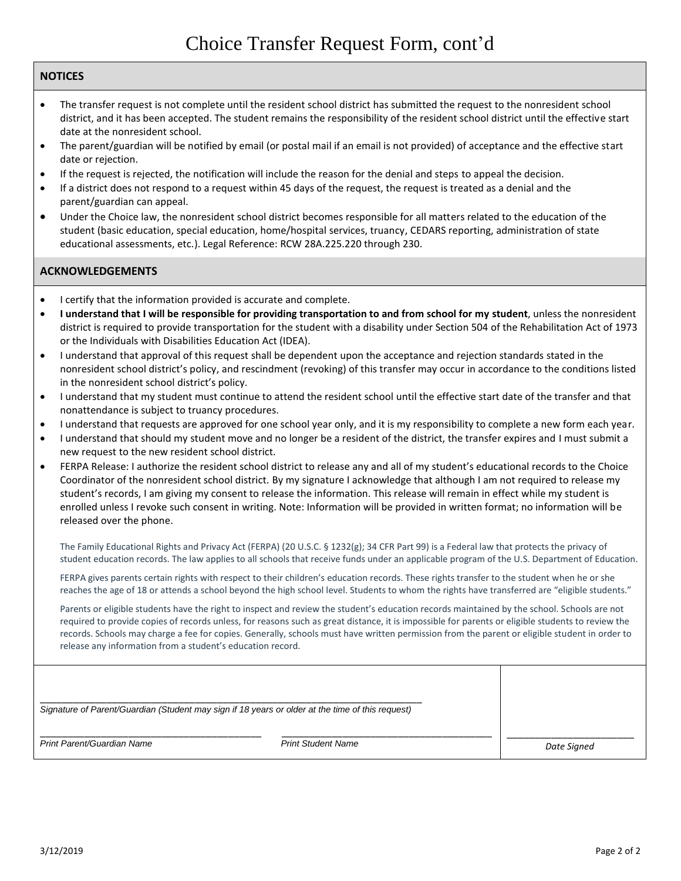# Choice Transfer Request Form, cont'd

## NOTICES

- The transfer request is not complete until the resident school district has submitted the request to the nonresident school district, and it has been accepted. The student remains the responsibility of the resident school district until the effective start date at the nonresident school.
- The parent/guardian will be notified by email (or postal mail if an email is not provided) of acceptance and the effective start date or rejection.
- If the request is rejected, the notification will include the reason for the denial and steps to appeal the decision.
- If a district does not respond to a request within 45 days of the request, the request is treated as a denial and the parent/guardian can appeal.
- Under the Choice law, the nonresident school district becomes responsible for all matters related to the education of the student (basic education, special education, home/hospital services, truancy, CEDARS reporting, administration of state educational assessments, etc.). Legal Reference: RCW 28A.225.220 through 230.

## ACKNOWLEDGEMENTS

- I certify that the information provided is accurate and complete.
- **I understand that I will be responsible for providing transportation to and from school for my student**, unless the nonresident district is required to provide transportation for the student with a disability under Section 504 of the Rehabilitation Act of 1973 or the Individuals with Disabilities Education Act (IDEA).
- I understand that approval of this request shall be dependent upon the acceptance and rejection standards stated in the nonresident school district's policy, and rescindment (revoking) of this transfer may occur in accordance to the conditions listed in the nonresident school district's policy.
- I understand that my student must continue to attend the resident school until the effective start date of the transfer and that nonattendance is subject to truancy procedures.
- I understand that requests are approved for one school year only, and it is my responsibility to complete a new form each year.
- I understand that should my student move and no longer be a resident of the district, the transfer expires and I must submit a new request to the new resident school district.
- FERPA Release: I authorize the resident school district to release any and all of my student's educational records to the Choice Coordinator of the nonresident school district. By my signature I acknowledge that although I am not required to release my student's records, I am giving my consent to release the information. This release will remain in effect while my student is enrolled unless I revoke such consent in writing. Note: Information will be provided in written format; no information will be released over the phone.

  The Family Educational Rights and Privacy Act (FERPA) (20 U.S.C. § 1232(g); 34 CFR Part 99) is a Federal law that protects the privacy of student education records. The law applies to all schools that receive funds under an applicable program of the U.S. Department of Education.

  FERPA gives parents certain rights with respect to their children's education records. These rights transfer to the student when he or she reaches the age of 18 or attends a school beyond the high school level. Students to whom the rights have transferred are "eligible students."

  Parents or eligible students have the right to inspect and review the student's education records maintained by the school. Schools are not required to provide copies of records unless, for reasons such as great distance, it is impossible for parents or eligible students to review the records. Schools may charge a fee for copies. Generally, schools must have written permission from the parent or eligible student in order to release any information from a student's education record.

_______________________________________________
*Signature of Parent/Guardian (Student may sign if 18 years or older at the time of this request)*

_______________________________ *Print Parent/Guardian Name*

_______________________________ *Print Student Name*

_____________________ *Date Signed*